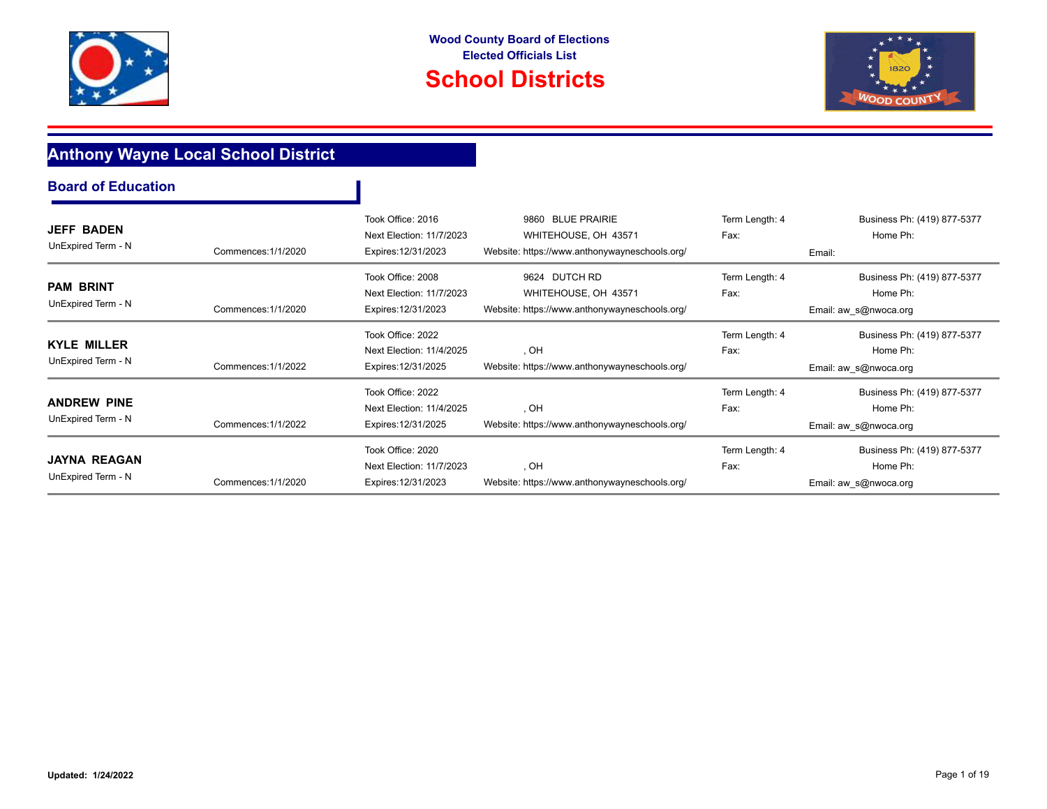**Wood County Board of Elections**
**Elected Officials List**

# School Districts

## Anthony Wayne Local School District

### Board of Education

**JEFF BADEN**
UnExpired Term - N
Commences:1/1/2020
Took Office: 2016
Next Election: 11/7/2023
Expires:12/31/2023
9860 BLUE PRAIRIE
WHITEHOUSE, OH 43571
Website: https://www.anthonywayneschools.org/
Term Length: 4
Fax:
Business Ph: (419) 877-5377
Home Ph:
Email:

---

**PAM BRINT**
UnExpired Term - N
Commences:1/1/2020
Took Office: 2008
Next Election: 11/7/2023
Expires:12/31/2023
9624 DUTCH RD
WHITEHOUSE, OH 43571
Website: https://www.anthonywayneschools.org/
Term Length: 4
Fax:
Business Ph: (419) 877-5377
Home Ph:
Email: aw_s@nwoca.org

---

**KYLE MILLER**
UnExpired Term - N
Commences:1/1/2022
Took Office: 2022
Next Election: 11/4/2025
Expires:12/31/2025
, OH
Website: https://www.anthonywayneschools.org/
Term Length: 4
Fax:
Business Ph: (419) 877-5377
Home Ph:
Email: aw_s@nwoca.org

---

**ANDREW PINE**
UnExpired Term - N
Commences:1/1/2022
Took Office: 2022
Next Election: 11/4/2025
Expires:12/31/2025
, OH
Website: https://www.anthonywayneschools.org/
Term Length: 4
Fax:
Business Ph: (419) 877-5377
Home Ph:
Email: aw_s@nwoca.org

---

**JAYNA REAGAN**
UnExpired Term - N
Commences:1/1/2020
Took Office: 2020
Next Election: 11/7/2023
Expires:12/31/2023
, OH
Website: https://www.anthonywayneschools.org/
Term Length: 4
Fax:
Business Ph: (419) 877-5377
Home Ph:
Email: aw_s@nwoca.org

---

**Updated: 1/24/2022**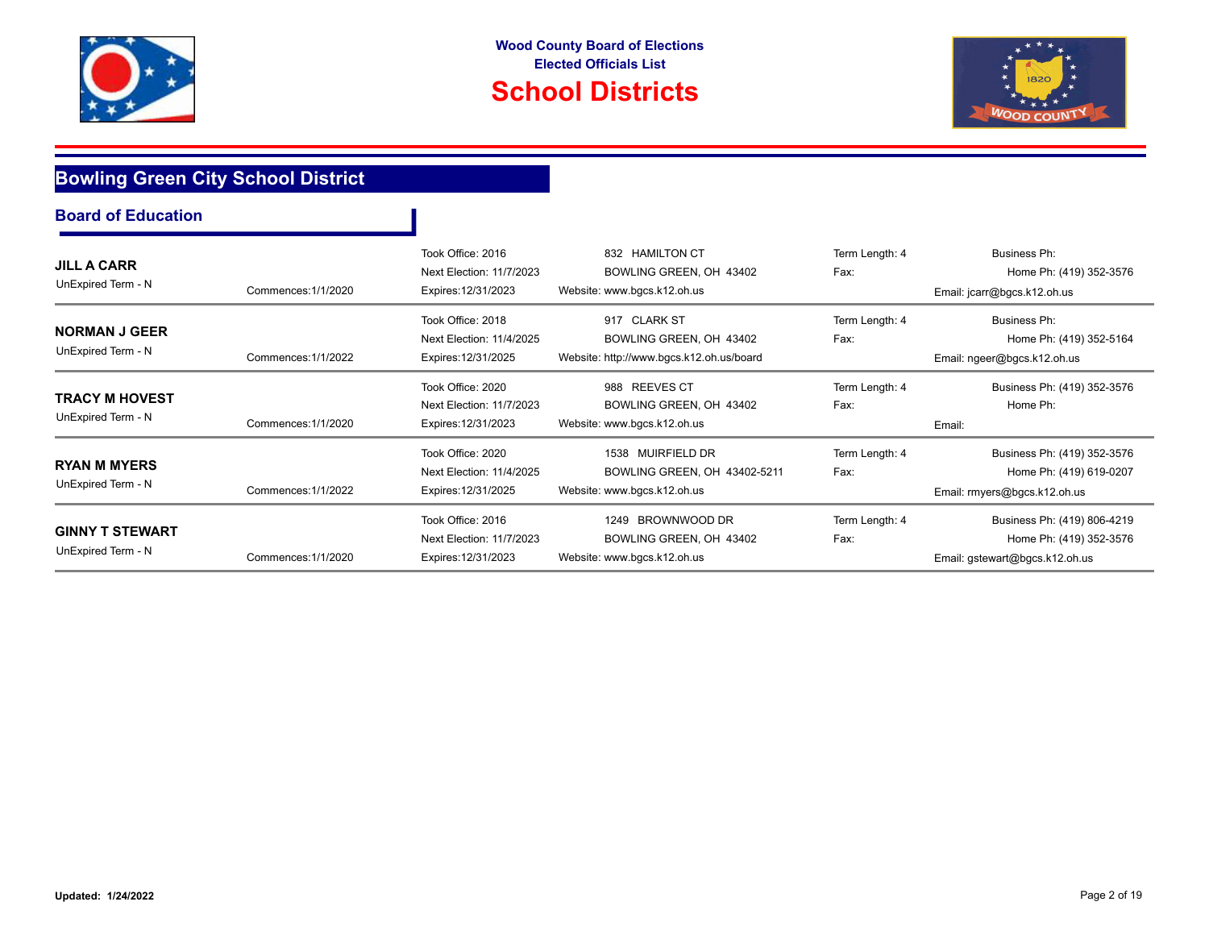**Wood County Board of Elections**
**Elected Officials List**

# School Districts

## Bowling Green City School District

### Board of Education

| Name | Commences | Term Info | Address / Website | Term Length / Fax | Phones / Email |
|---|---|---|---|---|---|
| **JILL A CARR**<br>UnExpired Term - N | Commences:1/1/2020 | Took Office: 2016<br>Next Election: 11/7/2023<br>Expires:12/31/2023 | 832 HAMILTON CT<br>BOWLING GREEN, OH 43402<br>Website: www.bgcs.k12.oh.us | Term Length: 4<br>Fax: | Business Ph:<br>Home Ph: (419) 352-3576<br>Email: jcarr@bgcs.k12.oh.us |
| **NORMAN J GEER**<br>UnExpired Term - N | Commences:1/1/2022 | Took Office: 2018<br>Next Election: 11/4/2025<br>Expires:12/31/2025 | 917 CLARK ST<br>BOWLING GREEN, OH 43402<br>Website: http://www.bgcs.k12.oh.us/board | Term Length: 4<br>Fax: | Business Ph:<br>Home Ph: (419) 352-5164<br>Email: ngeer@bgcs.k12.oh.us |
| **TRACY M HOVEST**<br>UnExpired Term - N | Commences:1/1/2020 | Took Office: 2020<br>Next Election: 11/7/2023<br>Expires:12/31/2023 | 988 REEVES CT<br>BOWLING GREEN, OH 43402<br>Website: www.bgcs.k12.oh.us | Term Length: 4<br>Fax: | Business Ph: (419) 352-3576<br>Home Ph:<br>Email: |
| **RYAN M MYERS**<br>UnExpired Term - N | Commences:1/1/2022 | Took Office: 2020<br>Next Election: 11/4/2025<br>Expires:12/31/2025 | 1538 MUIRFIELD DR<br>BOWLING GREEN, OH 43402-5211<br>Website: www.bgcs.k12.oh.us | Term Length: 4<br>Fax: | Business Ph: (419) 352-3576<br>Home Ph: (419) 619-0207<br>Email: rmyers@bgcs.k12.oh.us |
| **GINNY T STEWART**<br>UnExpired Term - N | Commences:1/1/2020 | Took Office: 2016<br>Next Election: 11/7/2023<br>Expires:12/31/2023 | 1249 BROWNWOOD DR<br>BOWLING GREEN, OH 43402<br>Website: www.bgcs.k12.oh.us | Term Length: 4<br>Fax: | Business Ph: (419) 806-4219<br>Home Ph: (419) 352-3576<br>Email: gstewart@bgcs.k12.oh.us |

**Updated: 1/24/2022**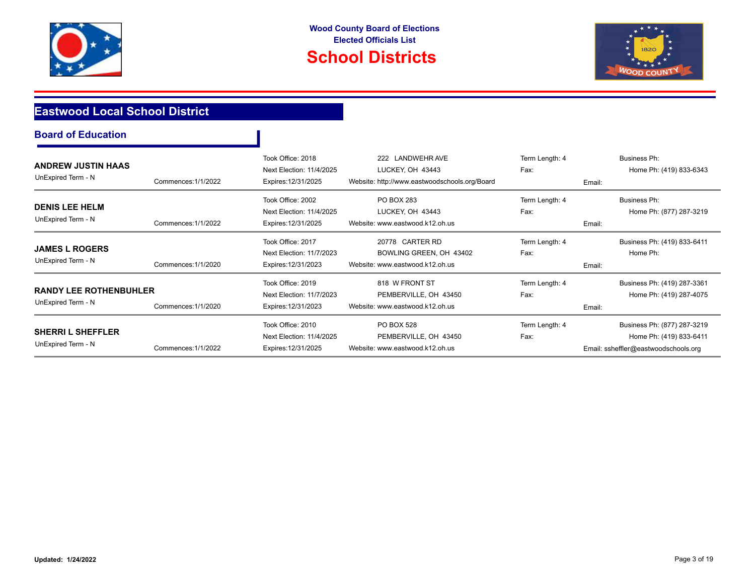**Wood County Board of Elections**
**Elected Officials List**

# School Districts

## Eastwood Local School District

### Board of Education

**ANDREW JUSTIN HAAS**
UnExpired Term - N | Commences:1/1/2022
Took Office: 2018 | Next Election: 11/4/2025 | Expires:12/31/2025
222 LANDWEHR AVE, LUCKEY, OH 43443
Website: http://www.eastwoodschools.org/Board
Term Length: 4 | Fax:
Business Ph: | Home Ph: (419) 833-6343
Email:

---

**DENIS LEE HELM**
UnExpired Term - N | Commences:1/1/2022
Took Office: 2002 | Next Election: 11/4/2025 | Expires:12/31/2025
PO BOX 283, LUCKEY, OH 43443
Website: www.eastwood.k12.oh.us
Term Length: 4 | Fax:
Business Ph: | Home Ph: (877) 287-3219
Email:

---

**JAMES L ROGERS**
UnExpired Term - N | Commences:1/1/2020
Took Office: 2017 | Next Election: 11/7/2023 | Expires:12/31/2023
20778 CARTER RD, BOWLING GREEN, OH 43402
Website: www.eastwood.k12.oh.us
Term Length: 4 | Fax:
Business Ph: (419) 833-6411 | Home Ph:
Email:

---

**RANDY LEE ROTHENBUHLER**
UnExpired Term - N | Commences:1/1/2020
Took Office: 2019 | Next Election: 11/7/2023 | Expires:12/31/2023
818 W FRONT ST, PEMBERVILLE, OH 43450
Website: www.eastwood.k12.oh.us
Term Length: 4 | Fax:
Business Ph: (419) 287-3361 | Home Ph: (419) 287-4075
Email:

---

**SHERRI L SHEFFLER**
UnExpired Term - N | Commences:1/1/2022
Took Office: 2010 | Next Election: 11/4/2025 | Expires:12/31/2025
PO BOX 528, PEMBERVILLE, OH 43450
Website: www.eastwood.k12.oh.us
Term Length: 4 | Fax:
Business Ph: (877) 287-3219 | Home Ph: (419) 833-6411
Email: ssheffler@eastwoodschools.org

---

**Updated: 1/24/2022**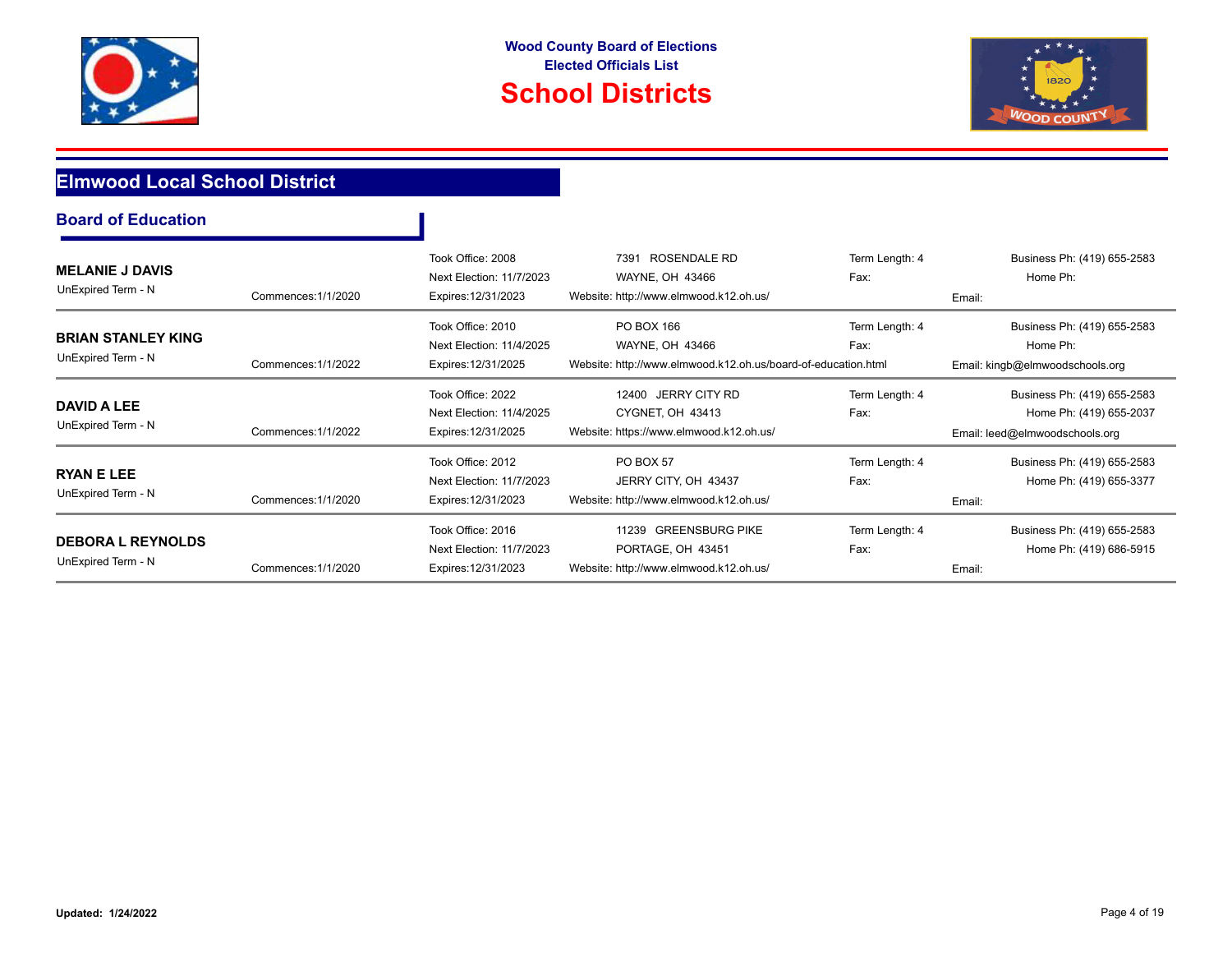Wood County Board of Elections
Elected Officials List

# School Districts

## Elmwood Local School District

### Board of Education

**MELANIE J DAVIS**
UnExpired Term - N
Commences:1/1/2020
Took Office: 2008
Next Election: 11/7/2023
Expires:12/31/2023
7391 ROSENDALE RD
WAYNE, OH 43466
Website: http://www.elmwood.k12.oh.us/
Term Length: 4
Fax:
Business Ph: (419) 655-2583
Home Ph:
Email:

---

**BRIAN STANLEY KING**
UnExpired Term - N
Commences:1/1/2022
Took Office: 2010
Next Election: 11/4/2025
Expires:12/31/2025
PO BOX 166
WAYNE, OH 43466
Website: http://www.elmwood.k12.oh.us/board-of-education.html
Term Length: 4
Fax:
Business Ph: (419) 655-2583
Home Ph:
Email: kingb@elmwoodschools.org

---

**DAVID A LEE**
UnExpired Term - N
Commences:1/1/2022
Took Office: 2022
Next Election: 11/4/2025
Expires:12/31/2025
12400 JERRY CITY RD
CYGNET, OH 43413
Website: https://www.elmwood.k12.oh.us/
Term Length: 4
Fax:
Business Ph: (419) 655-2583
Home Ph: (419) 655-2037
Email: leed@elmwoodschools.org

---

**RYAN E LEE**
UnExpired Term - N
Commences:1/1/2020
Took Office: 2012
Next Election: 11/7/2023
Expires:12/31/2023
PO BOX 57
JERRY CITY, OH 43437
Website: http://www.elmwood.k12.oh.us/
Term Length: 4
Fax:
Business Ph: (419) 655-2583
Home Ph: (419) 655-3377
Email:

---

**DEBORA L REYNOLDS**
UnExpired Term - N
Commences:1/1/2020
Took Office: 2016
Next Election: 11/7/2023
Expires:12/31/2023
11239 GREENSBURG PIKE
PORTAGE, OH 43451
Website: http://www.elmwood.k12.oh.us/
Term Length: 4
Fax:
Business Ph: (419) 655-2583
Home Ph: (419) 686-5915
Email:

---

**Updated: 1/24/2022**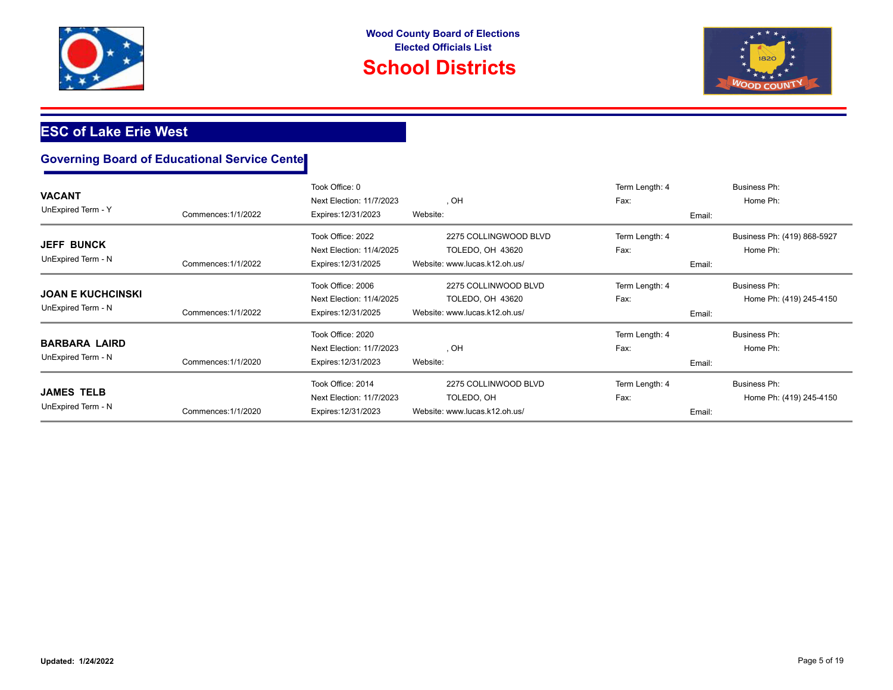**Wood County Board of Elections**
**Elected Officials List**

# School Districts

## ESC of Lake Erie West

### Governing Board of Educational Service Cente

| Name | UnExpired Term | Commences | Took Office | Next Election | Expires | Address | Website | Term Length | Fax | Business Ph | Home Ph | Email |
|---|---|---|---|---|---|---|---|---|---|---|---|---|
| **VACANT** | Y | 1/1/2022 | 0 | 11/7/2023 | 12/31/2023 | , OH | | 4 | | | | |
| **JEFF BUNCK** | N | 1/1/2022 | 2022 | 11/4/2025 | 12/31/2025 | 2275 COLLINGWOOD BLVD TOLEDO, OH 43620 | www.lucas.k12.oh.us/ | 4 | | (419) 868-5927 | | |
| **JOAN E KUCHCINSKI** | N | 1/1/2022 | 2006 | 11/4/2025 | 12/31/2025 | 2275 COLLINWOOD BLVD TOLEDO, OH 43620 | www.lucas.k12.oh.us/ | 4 | | | (419) 245-4150 | |
| **BARBARA LAIRD** | N | 1/1/2020 | 2020 | 11/7/2023 | 12/31/2023 | , OH | | 4 | | | | |
| **JAMES TELB** | N | 1/1/2020 | 2014 | 11/7/2023 | 12/31/2023 | 2275 COLLINWOOD BLVD TOLEDO, OH | www.lucas.k12.oh.us/ | 4 | | | (419) 245-4150 | |

**Updated: 1/24/2022**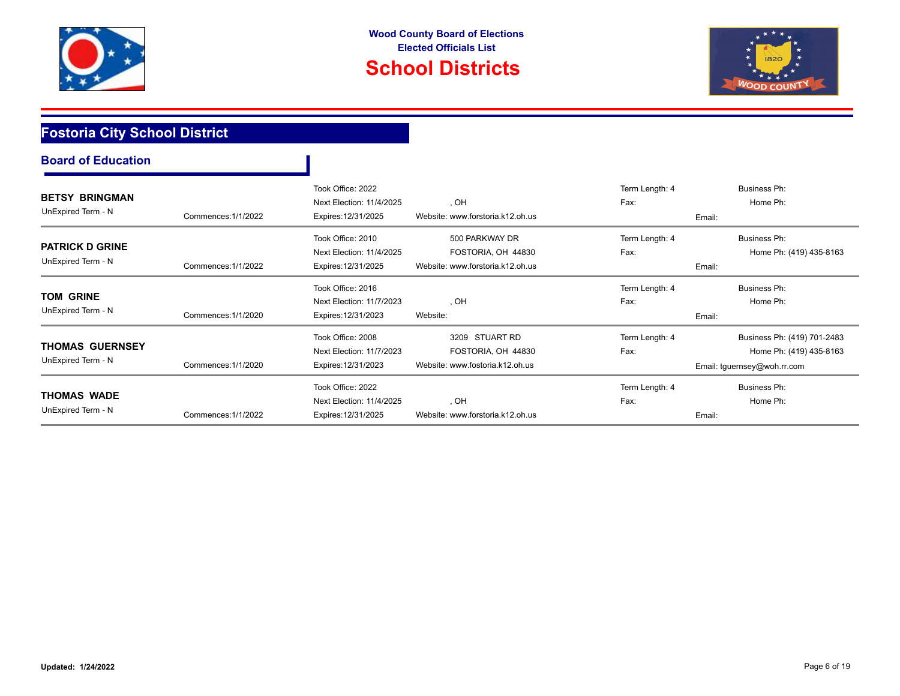Wood County Board of Elections
Elected Officials List

# School Districts

## Fostoria City School District

### Board of Education

**BETSY BRINGMAN**
UnExpired Term - N
Commences:1/1/2022
Took Office: 2022
Next Election: 11/4/2025
Expires:12/31/2025
, OH
Website: www.forstoria.k12.oh.us
Term Length: 4
Fax:
Business Ph:
Home Ph:
Email:

---

**PATRICK D GRINE**
UnExpired Term - N
Commences:1/1/2022
Took Office: 2010
Next Election: 11/4/2025
Expires:12/31/2025
500 PARKWAY DR
FOSTORIA, OH 44830
Website: www.forstoria.k12.oh.us
Term Length: 4
Fax:
Business Ph:
Home Ph: (419) 435-8163
Email:

---

**TOM GRINE**
UnExpired Term - N
Commences:1/1/2020
Took Office: 2016
Next Election: 11/7/2023
Expires:12/31/2023
, OH
Website:
Term Length: 4
Fax:
Business Ph:
Home Ph:
Email:

---

**THOMAS GUERNSEY**
UnExpired Term - N
Commences:1/1/2020
Took Office: 2008
Next Election: 11/7/2023
Expires:12/31/2023
3209 STUART RD
FOSTORIA, OH 44830
Website: www.fostoria.k12.oh.us
Term Length: 4
Fax:
Business Ph: (419) 701-2483
Home Ph: (419) 435-8163
Email: tguernsey@woh.rr.com

---

**THOMAS WADE**
UnExpired Term - N
Commences:1/1/2022
Took Office: 2022
Next Election: 11/4/2025
Expires:12/31/2025
, OH
Website: www.forstoria.k12.oh.us
Term Length: 4
Fax:
Business Ph:
Home Ph:
Email:

---

**Updated: 1/24/2022**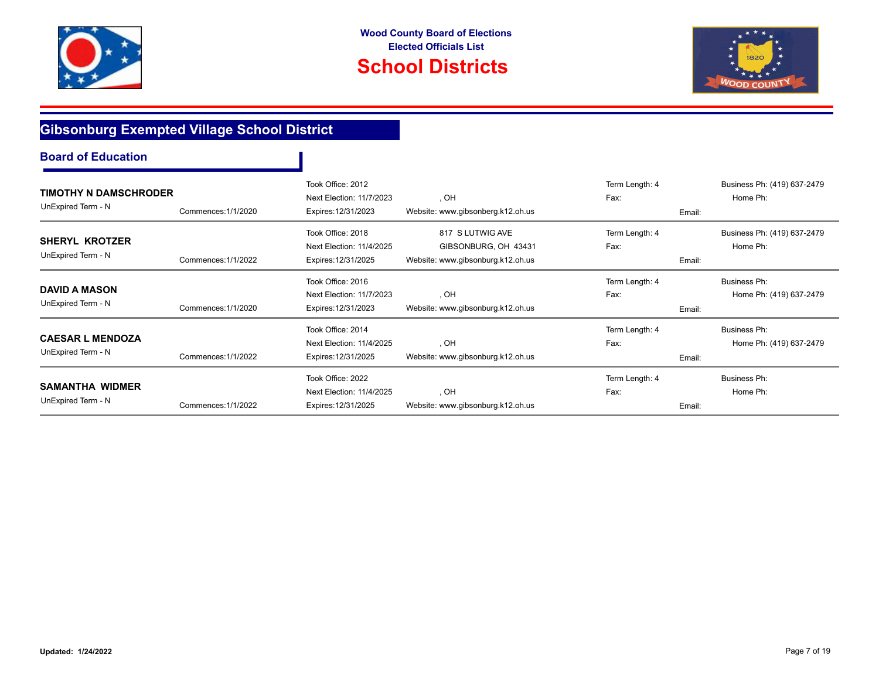Wood County Board of Elections
Elected Officials List

# School Districts

## Gibsonburg Exempted Village School District

### Board of Education

**TIMOTHY N DAMSCHRODER**
UnExpired Term - N
Commences:1/1/2020
Took Office: 2012
Next Election: 11/7/2023
Expires:12/31/2023
, OH
Website: www.gibsonberg.k12.oh.us
Term Length: 4
Fax:
Email:
Business Ph: (419) 637-2479
Home Ph:

**SHERYL KROTZER**
UnExpired Term - N
Commences:1/1/2022
Took Office: 2018
Next Election: 11/4/2025
Expires:12/31/2025
817 S LUTWIG AVE
GIBSONBURG, OH 43431
Website: www.gibsonburg.k12.oh.us
Term Length: 4
Fax:
Email:
Business Ph: (419) 637-2479
Home Ph:

**DAVID A MASON**
UnExpired Term - N
Commences:1/1/2020
Took Office: 2016
Next Election: 11/7/2023
Expires:12/31/2023
, OH
Website: www.gibsonburg.k12.oh.us
Term Length: 4
Fax:
Email:
Business Ph:
Home Ph: (419) 637-2479

**CAESAR L MENDOZA**
UnExpired Term - N
Commences:1/1/2022
Took Office: 2014
Next Election: 11/4/2025
Expires:12/31/2025
, OH
Website: www.gibsonburg.k12.oh.us
Term Length: 4
Fax:
Email:
Business Ph:
Home Ph: (419) 637-2479

**SAMANTHA WIDMER**
UnExpired Term - N
Commences:1/1/2022
Took Office: 2022
Next Election: 11/4/2025
Expires:12/31/2025
, OH
Website: www.gibsonburg.k12.oh.us
Term Length: 4
Fax:
Email:
Business Ph:
Home Ph:

Updated: 1/24/2022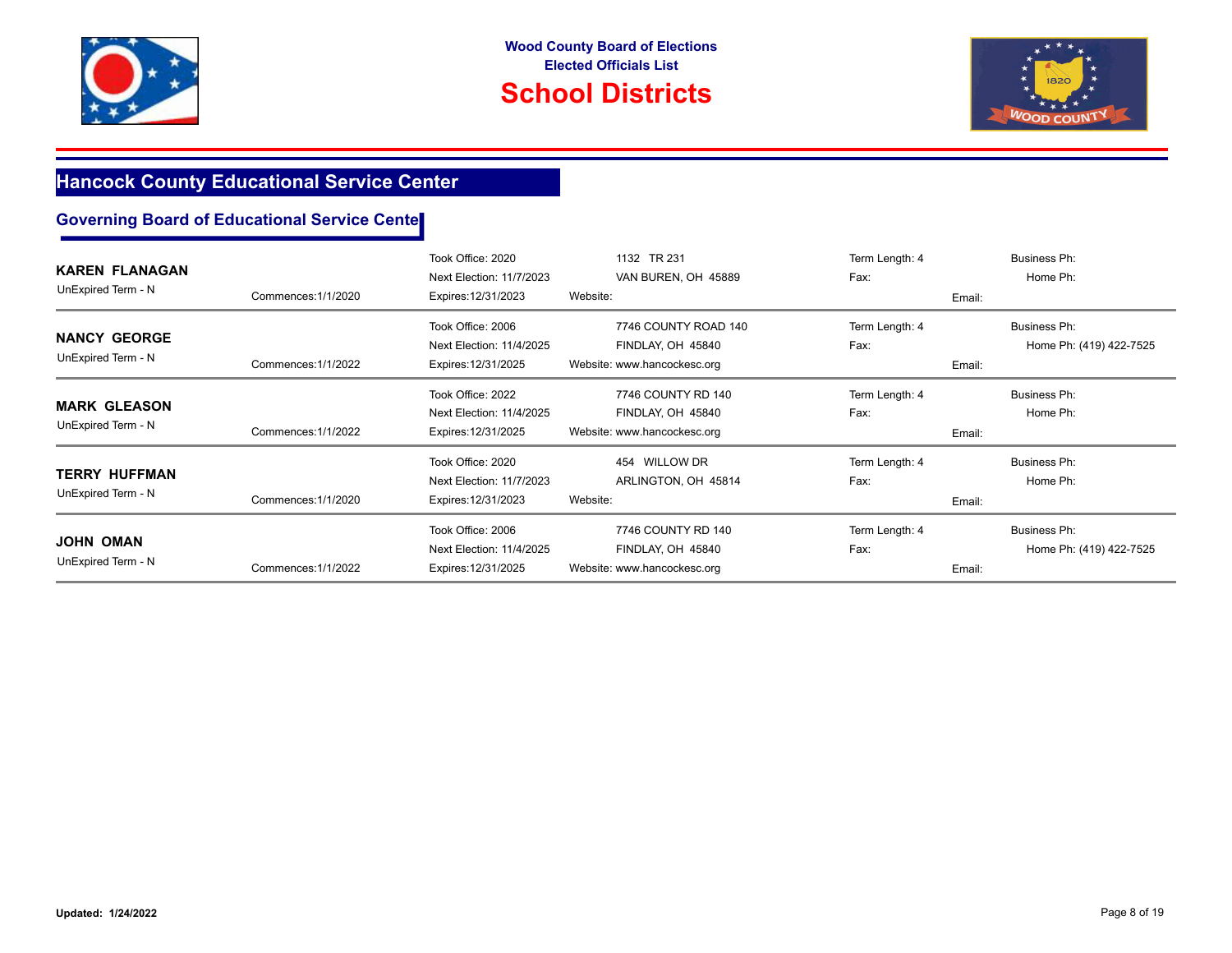Wood County Board of Elections
Elected Officials List

# School Districts

## Hancock County Educational Service Center

### Governing Board of Educational Service Cente

| Name | Term | Commences | Took Office / Next Election / Expires | Address / Website | Term Length / Fax | Phones / Email |
|---|---|---|---|---|---|---|
| **KAREN FLANAGAN** | UnExpired Term - N | Commences:1/1/2020 | Took Office: 2020<br>Next Election: 11/7/2023<br>Expires:12/31/2023 | 1132 TR 231<br>VAN BUREN, OH 45889<br>Website: | Term Length: 4<br>Fax: | Business Ph:<br>Home Ph:<br>Email: |
| **NANCY GEORGE** | UnExpired Term - N | Commences:1/1/2022 | Took Office: 2006<br>Next Election: 11/4/2025<br>Expires:12/31/2025 | 7746 COUNTY ROAD 140<br>FINDLAY, OH 45840<br>Website: www.hancockesc.org | Term Length: 4<br>Fax: | Business Ph:<br>Home Ph: (419) 422-7525<br>Email: |
| **MARK GLEASON** | UnExpired Term - N | Commences:1/1/2022 | Took Office: 2022<br>Next Election: 11/4/2025<br>Expires:12/31/2025 | 7746 COUNTY RD 140<br>FINDLAY, OH 45840<br>Website: www.hancockesc.org | Term Length: 4<br>Fax: | Business Ph:<br>Home Ph:<br>Email: |
| **TERRY HUFFMAN** | UnExpired Term - N | Commences:1/1/2020 | Took Office: 2020<br>Next Election: 11/7/2023<br>Expires:12/31/2023 | 454 WILLOW DR<br>ARLINGTON, OH 45814<br>Website: | Term Length: 4<br>Fax: | Business Ph:<br>Home Ph:<br>Email: |
| **JOHN OMAN** | UnExpired Term - N | Commences:1/1/2022 | Took Office: 2006<br>Next Election: 11/4/2025<br>Expires:12/31/2025 | 7746 COUNTY RD 140<br>FINDLAY, OH 45840<br>Website: www.hancockesc.org | Term Length: 4<br>Fax: | Business Ph:<br>Home Ph: (419) 422-7525<br>Email: |

**Updated: 1/24/2022**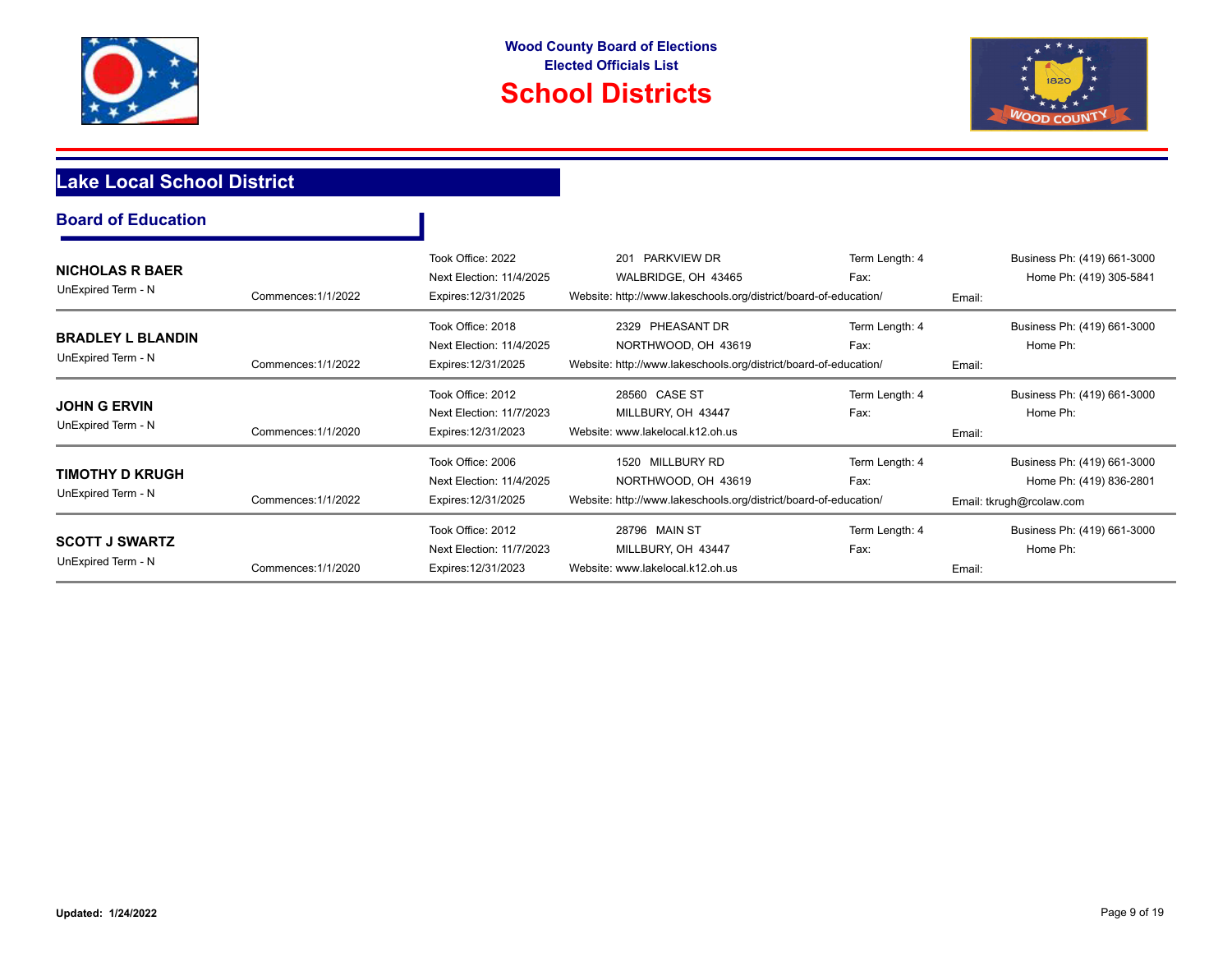# Wood County Board of Elections
## Elected Officials List
# School Districts

## Lake Local School District

### Board of Education

| Name | Commences | Term | Address | Term Length / Fax | Contact |
|---|---|---|---|---|---|
| **NICHOLAS R BAER**<br>UnExpired Term - N | Commences:1/1/2022 | Took Office: 2022<br>Next Election: 11/4/2025<br>Expires:12/31/2025 | 201 PARKVIEW DR<br>WALBRIDGE, OH 43465<br>Website: http://www.lakeschools.org/district/board-of-education/ | Term Length: 4<br>Fax: | Business Ph: (419) 661-3000<br>Home Ph: (419) 305-5841<br>Email: |
| **BRADLEY L BLANDIN**<br>UnExpired Term - N | Commences:1/1/2022 | Took Office: 2018<br>Next Election: 11/4/2025<br>Expires:12/31/2025 | 2329 PHEASANT DR<br>NORTHWOOD, OH 43619<br>Website: http://www.lakeschools.org/district/board-of-education/ | Term Length: 4<br>Fax: | Business Ph: (419) 661-3000<br>Home Ph:<br>Email: |
| **JOHN G ERVIN**<br>UnExpired Term - N | Commences:1/1/2020 | Took Office: 2012<br>Next Election: 11/7/2023<br>Expires:12/31/2023 | 28560 CASE ST<br>MILLBURY, OH 43447<br>Website: www.lakelocal.k12.oh.us | Term Length: 4<br>Fax: | Business Ph: (419) 661-3000<br>Home Ph:<br>Email: |
| **TIMOTHY D KRUGH**<br>UnExpired Term - N | Commences:1/1/2022 | Took Office: 2006<br>Next Election: 11/4/2025<br>Expires:12/31/2025 | 1520 MILLBURY RD<br>NORTHWOOD, OH 43619<br>Website: http://www.lakeschools.org/district/board-of-education/ | Term Length: 4<br>Fax: | Business Ph: (419) 661-3000<br>Home Ph: (419) 836-2801<br>Email: tkrugh@rcolaw.com |
| **SCOTT J SWARTZ**<br>UnExpired Term - N | Commences:1/1/2020 | Took Office: 2012<br>Next Election: 11/7/2023<br>Expires:12/31/2023 | 28796 MAIN ST<br>MILLBURY, OH 43447<br>Website: www.lakelocal.k12.oh.us | Term Length: 4<br>Fax: | Business Ph: (419) 661-3000<br>Home Ph:<br>Email: |

**Updated: 1/24/2022**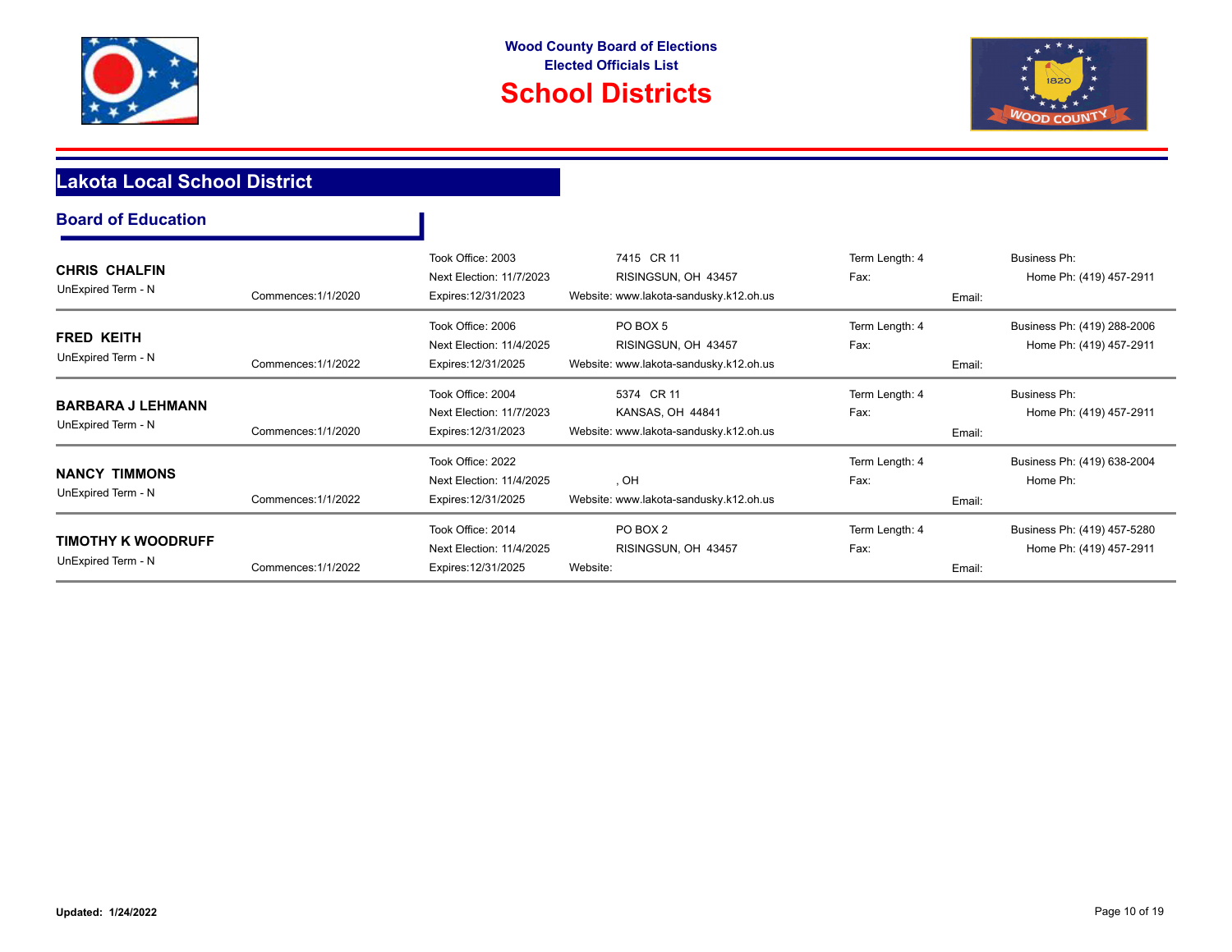# Wood County Board of Elections
## Elected Officials List
# School Districts

## Lakota Local School District

### Board of Education

| Name | Commences | Term Info | Address | Term Length / Fax | Phone / Email |
|---|---|---|---|---|---|
| **CHRIS CHALFIN**<br>UnExpired Term - N | Commences:1/1/2020 | Took Office: 2003<br>Next Election: 11/7/2023<br>Expires:12/31/2023 | 7415 CR 11<br>RISINGSUN, OH 43457<br>Website: www.lakota-sandusky.k12.oh.us | Term Length: 4<br>Fax: | Business Ph:<br>Home Ph: (419) 457-2911<br>Email: |
| **FRED KEITH**<br>UnExpired Term - N | Commences:1/1/2022 | Took Office: 2006<br>Next Election: 11/4/2025<br>Expires:12/31/2025 | PO BOX 5<br>RISINGSUN, OH 43457<br>Website: www.lakota-sandusky.k12.oh.us | Term Length: 4<br>Fax: | Business Ph: (419) 288-2006<br>Home Ph: (419) 457-2911<br>Email: |
| **BARBARA J LEHMANN**<br>UnExpired Term - N | Commences:1/1/2020 | Took Office: 2004<br>Next Election: 11/7/2023<br>Expires:12/31/2023 | 5374 CR 11<br>KANSAS, OH 44841<br>Website: www.lakota-sandusky.k12.oh.us | Term Length: 4<br>Fax: | Business Ph:<br>Home Ph: (419) 457-2911<br>Email: |
| **NANCY TIMMONS**<br>UnExpired Term - N | Commences:1/1/2022 | Took Office: 2022<br>Next Election: 11/4/2025<br>Expires:12/31/2025 | , OH<br>Website: www.lakota-sandusky.k12.oh.us | Term Length: 4<br>Fax: | Business Ph: (419) 638-2004<br>Home Ph:<br>Email: |
| **TIMOTHY K WOODRUFF**<br>UnExpired Term - N | Commences:1/1/2022 | Took Office: 2014<br>Next Election: 11/4/2025<br>Expires:12/31/2025 | PO BOX 2<br>RISINGSUN, OH 43457<br>Website: | Term Length: 4<br>Fax: | Business Ph: (419) 457-5280<br>Home Ph: (419) 457-2911<br>Email: |

**Updated: 1/24/2022**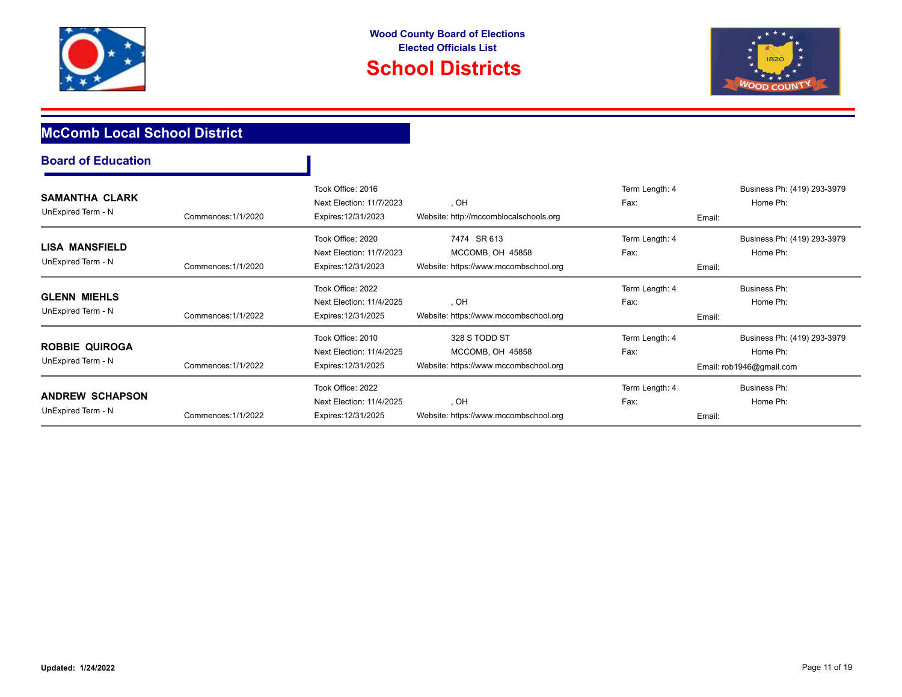# Wood County Board of Elections
## Elected Officials List
# School Districts

## McComb Local School District

### Board of Education

**SAMANTHA CLARK**
UnExpired Term - N
Commences:1/1/2020
Took Office: 2016
Next Election: 11/7/2023
Expires:12/31/2023
, OH
Website: http://mccomblocalschools.org
Term Length: 4
Fax:
Business Ph: (419) 293-3979
Home Ph:
Email:

---

**LISA MANSFIELD**
UnExpired Term - N
Commences:1/1/2020
Took Office: 2020
Next Election: 11/7/2023
Expires:12/31/2023
7474 SR 613
MCCOMB, OH 45858
Website: https://www.mccombschool.org
Term Length: 4
Fax:
Business Ph: (419) 293-3979
Home Ph:
Email:

---

**GLENN MIEHLS**
UnExpired Term - N
Commences:1/1/2022
Took Office: 2022
Next Election: 11/4/2025
Expires:12/31/2025
, OH
Website: https://www.mccombschool.org
Term Length: 4
Fax:
Business Ph:
Home Ph:
Email:

---

**ROBBIE QUIROGA**
UnExpired Term - N
Commences:1/1/2022
Took Office: 2010
Next Election: 11/4/2025
Expires:12/31/2025
328 S TODD ST
MCCOMB, OH 45858
Website: https://www.mccombschool.org
Term Length: 4
Fax:
Business Ph: (419) 293-3979
Home Ph:
Email: rob1946@gmail.com

---

**ANDREW SCHAPSON**
UnExpired Term - N
Commences:1/1/2022
Took Office: 2022
Next Election: 11/4/2025
Expires:12/31/2025
, OH
Website: https://www.mccombschool.org
Term Length: 4
Fax:
Business Ph:
Home Ph:
Email:

---

**Updated: 1/24/2022**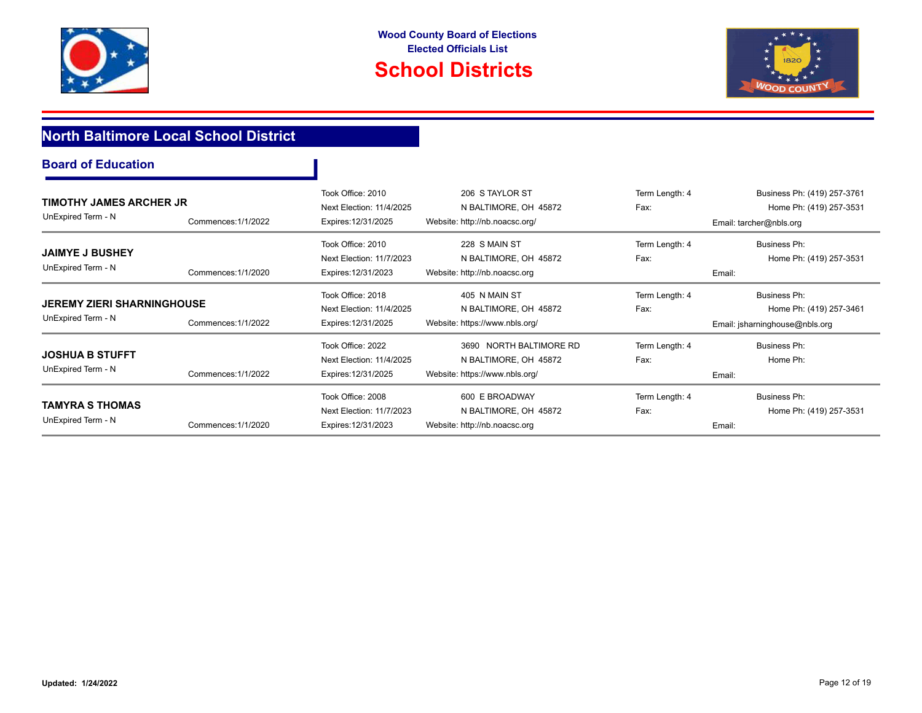Wood County Board of Elections
Elected Officials List

# School Districts

## North Baltimore Local School District

### Board of Education

| Name | Term | Commences | Office | Address / Website | Term Length / Fax | Phone / Email |
|---|---|---|---|---|---|---|
| **TIMOTHY JAMES ARCHER JR** | UnExpired Term - N | Commences:1/1/2022 | Took Office: 2010<br>Next Election: 11/4/2025<br>Expires:12/31/2025 | 206 S TAYLOR ST<br>N BALTIMORE, OH 45872<br>Website: http://nb.noacsc.org/ | Term Length: 4<br>Fax: | Business Ph: (419) 257-3761<br>Home Ph: (419) 257-3531<br>Email: tarcher@nbls.org |
| **JAIMYE J BUSHEY** | UnExpired Term - N | Commences:1/1/2020 | Took Office: 2010<br>Next Election: 11/7/2023<br>Expires:12/31/2023 | 228 S MAIN ST<br>N BALTIMORE, OH 45872<br>Website: http://nb.noacsc.org | Term Length: 4<br>Fax: | Business Ph:<br>Home Ph: (419) 257-3531<br>Email: |
| **JEREMY ZIERI SHARNINGHOUSE** | UnExpired Term - N | Commences:1/1/2022 | Took Office: 2018<br>Next Election: 11/4/2025<br>Expires:12/31/2025 | 405 N MAIN ST<br>N BALTIMORE, OH 45872<br>Website: https://www.nbls.org/ | Term Length: 4<br>Fax: | Business Ph:<br>Home Ph: (419) 257-3461<br>Email: jsharninghouse@nbls.org |
| **JOSHUA B STUFFT** | UnExpired Term - N | Commences:1/1/2022 | Took Office: 2022<br>Next Election: 11/4/2025<br>Expires:12/31/2025 | 3690 NORTH BALTIMORE RD<br>N BALTIMORE, OH 45872<br>Website: https://www.nbls.org/ | Term Length: 4<br>Fax: | Business Ph:<br>Home Ph:<br>Email: |
| **TAMYRA S THOMAS** | UnExpired Term - N | Commences:1/1/2020 | Took Office: 2008<br>Next Election: 11/7/2023<br>Expires:12/31/2023 | 600 E BROADWAY<br>N BALTIMORE, OH 45872<br>Website: http://nb.noacsc.org | Term Length: 4<br>Fax: | Business Ph:<br>Home Ph: (419) 257-3531<br>Email: |

**Updated: 1/24/2022**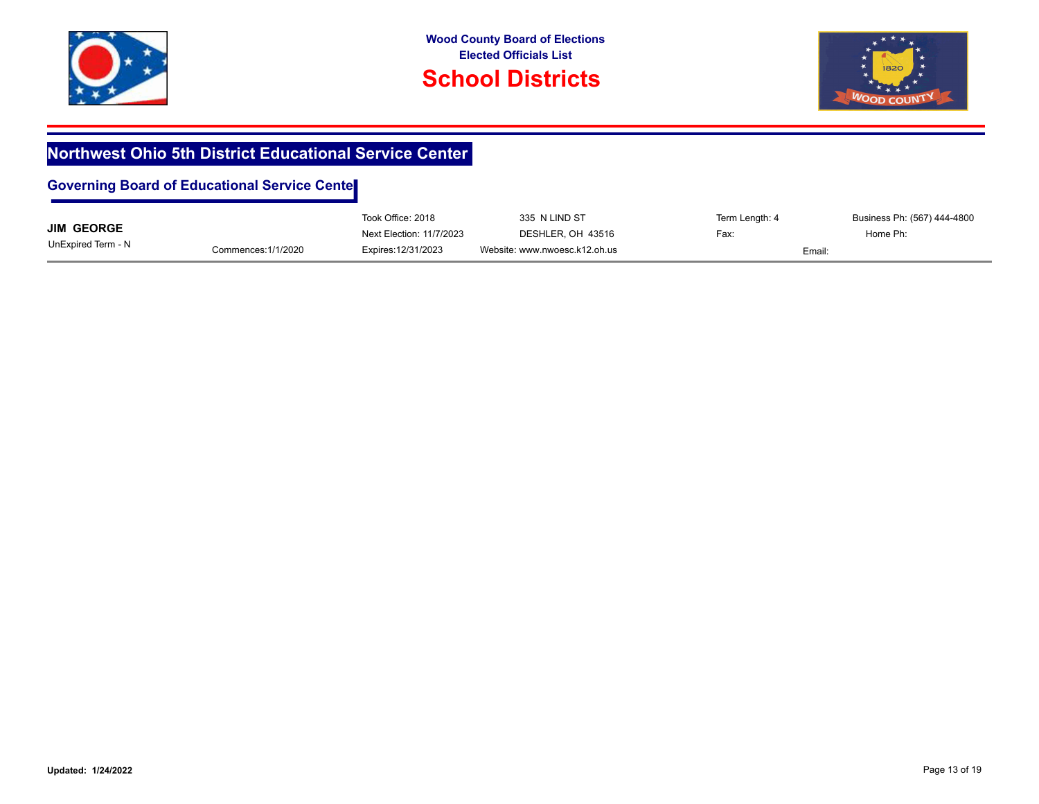Wood County Board of Elections
Elected Officials List

# School Districts

## Northwest Ohio 5th District Educational Service Center

### Governing Board of Educational Service Cente

**JIM GEORGE**
UnExpired Term - N
Commences:1/1/2020

Took Office: 2018
Next Election: 11/7/2023
Expires:12/31/2023

335 N LIND ST
DESHLER, OH 43516
Website: www.nwoesc.k12.oh.us

Term Length: 4
Fax:

Business Ph: (567) 444-4800
Home Ph:
Email:

**Updated: 1/24/2022**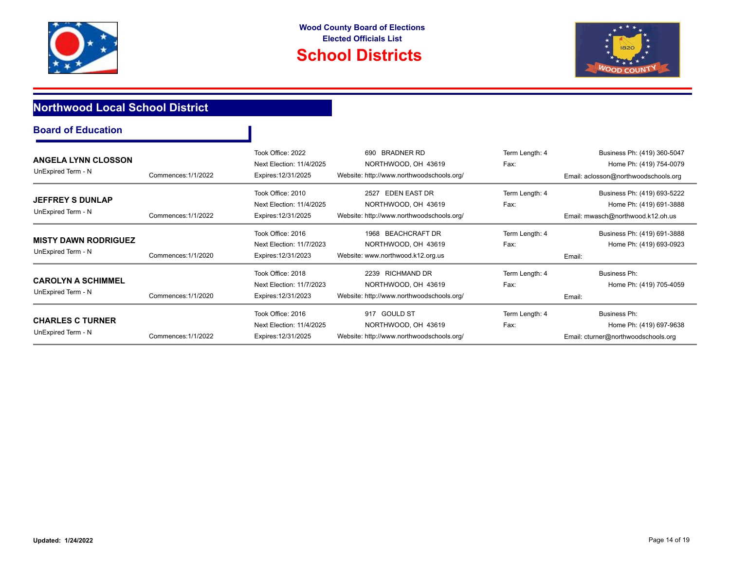Wood County Board of Elections
Elected Officials List

# School Districts

## Northwood Local School District

### Board of Education

**ANGELA LYNN CLOSSON**
UnExpired Term - N
Commences:1/1/2022
Took Office: 2022
Next Election: 11/4/2025
Expires:12/31/2025
690 BRADNER RD
NORTHWOOD, OH 43619
Website: http://www.northwoodschools.org/
Term Length: 4
Fax:
Business Ph: (419) 360-5047
Home Ph: (419) 754-0079
Email: aclosson@northwoodschools.org

---

**JEFFREY S DUNLAP**
UnExpired Term - N
Commences:1/1/2022
Took Office: 2010
Next Election: 11/4/2025
Expires:12/31/2025
2527 EDEN EAST DR
NORTHWOOD, OH 43619
Website: http://www.northwoodschools.org/
Term Length: 4
Fax:
Business Ph: (419) 693-5222
Home Ph: (419) 691-3888
Email: mwasch@northwood.k12.oh.us

---

**MISTY DAWN RODRIGUEZ**
UnExpired Term - N
Commences:1/1/2020
Took Office: 2016
Next Election: 11/7/2023
Expires:12/31/2023
1968 BEACHCRAFT DR
NORTHWOOD, OH 43619
Website: www.northwood.k12.org.us
Term Length: 4
Fax:
Business Ph: (419) 691-3888
Home Ph: (419) 693-0923
Email:

---

**CAROLYN A SCHIMMEL**
UnExpired Term - N
Commences:1/1/2020
Took Office: 2018
Next Election: 11/7/2023
Expires:12/31/2023
2239 RICHMAND DR
NORTHWOOD, OH 43619
Website: http://www.northwoodschools.org/
Term Length: 4
Fax:
Business Ph:
Home Ph: (419) 705-4059
Email:

---

**CHARLES C TURNER**
UnExpired Term - N
Commences:1/1/2022
Took Office: 2016
Next Election: 11/4/2025
Expires:12/31/2025
917 GOULD ST
NORTHWOOD, OH 43619
Website: http://www.northwoodschools.org/
Term Length: 4
Fax:
Business Ph:
Home Ph: (419) 697-9638
Email: cturner@northwoodschools.org

---

**Updated: 1/24/2022**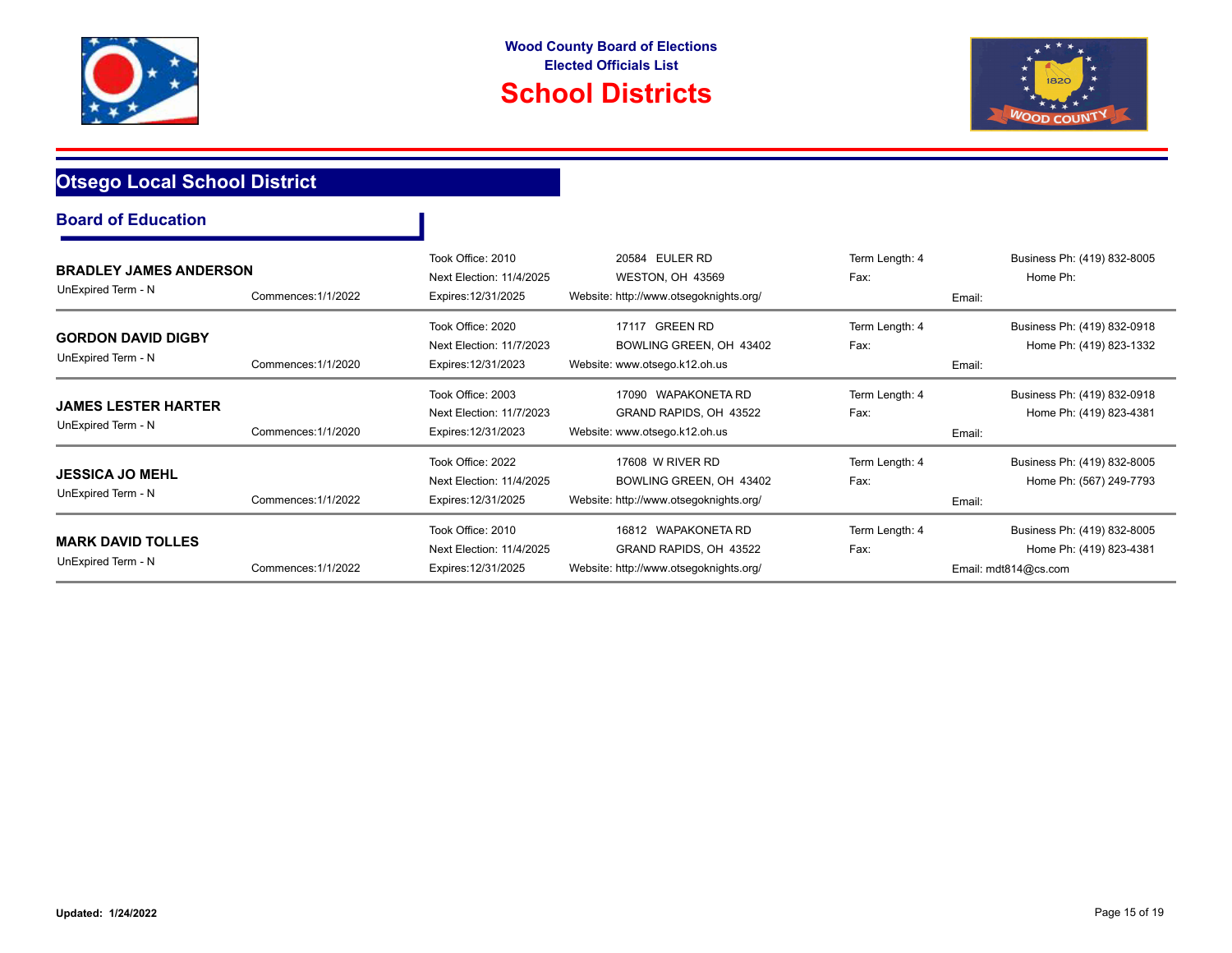# Wood County Board of Elections
## Elected Officials List
# School Districts

## Otsego Local School District

### Board of Education

**BRADLEY JAMES ANDERSON**
UnExpired Term - N
Commences:1/1/2022
Took Office: 2010
Next Election: 11/4/2025
Expires:12/31/2025
20584 EULER RD
WESTON, OH 43569
Website: http://www.otsegoknights.org/
Term Length: 4
Fax:
Email:
Business Ph: (419) 832-8005
Home Ph:

---

**GORDON DAVID DIGBY**
UnExpired Term - N
Commences:1/1/2020
Took Office: 2020
Next Election: 11/7/2023
Expires:12/31/2023
17117 GREEN RD
BOWLING GREEN, OH 43402
Website: www.otsego.k12.oh.us
Term Length: 4
Fax:
Email:
Business Ph: (419) 832-0918
Home Ph: (419) 823-1332

---

**JAMES LESTER HARTER**
UnExpired Term - N
Commences:1/1/2020
Took Office: 2003
Next Election: 11/7/2023
Expires:12/31/2023
17090 WAPAKONETA RD
GRAND RAPIDS, OH 43522
Website: www.otsego.k12.oh.us
Term Length: 4
Fax:
Email:
Business Ph: (419) 832-0918
Home Ph: (419) 823-4381

---

**JESSICA JO MEHL**
UnExpired Term - N
Commences:1/1/2022
Took Office: 2022
Next Election: 11/4/2025
Expires:12/31/2025
17608 W RIVER RD
BOWLING GREEN, OH 43402
Website: http://www.otsegoknights.org/
Term Length: 4
Fax:
Email:
Business Ph: (419) 832-8005
Home Ph: (567) 249-7793

---

**MARK DAVID TOLLES**
UnExpired Term - N
Commences:1/1/2022
Took Office: 2010
Next Election: 11/4/2025
Expires:12/31/2025
16812 WAPAKONETA RD
GRAND RAPIDS, OH 43522
Website: http://www.otsegoknights.org/
Term Length: 4
Fax:
Email: mdt814@cs.com
Business Ph: (419) 832-8005
Home Ph: (419) 823-4381

---

**Updated: 1/24/2022**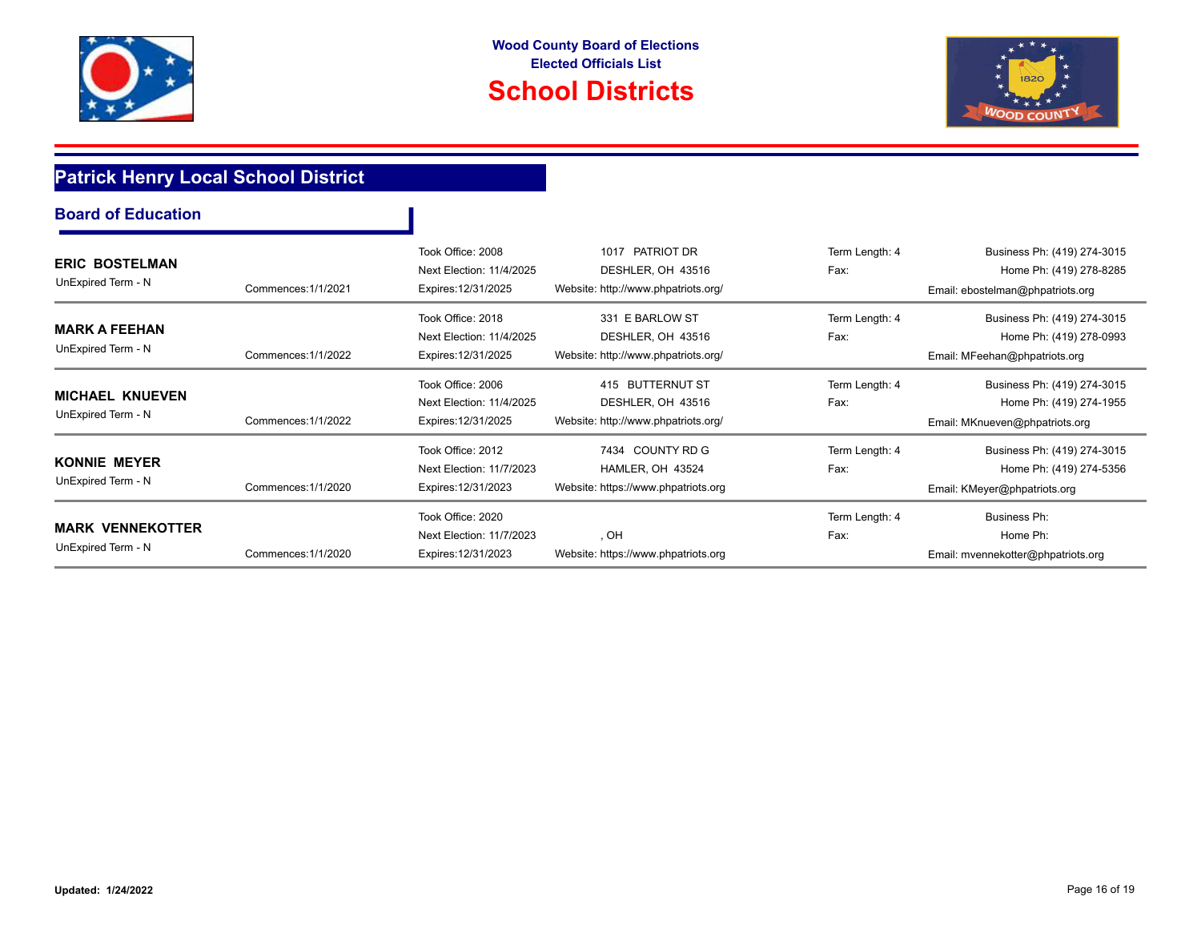**Wood County Board of Elections**
**Elected Officials List**

# School Districts

## Patrick Henry Local School District

### Board of Education

**ERIC BOSTELMAN**
UnExpired Term - N
Commences:1/1/2021
Took Office: 2008
Next Election: 11/4/2025
Expires:12/31/2025
1017 PATRIOT DR
DESHLER, OH 43516
Website: http://www.phpatriots.org/
Term Length: 4
Fax:
Business Ph: (419) 274-3015
Home Ph: (419) 278-8285
Email: ebostelman@phpatriots.org

---

**MARK A FEEHAN**
UnExpired Term - N
Commences:1/1/2022
Took Office: 2018
Next Election: 11/4/2025
Expires:12/31/2025
331 E BARLOW ST
DESHLER, OH 43516
Website: http://www.phpatriots.org/
Term Length: 4
Fax:
Business Ph: (419) 274-3015
Home Ph: (419) 278-0993
Email: MFeehan@phpatriots.org

---

**MICHAEL KNUEVEN**
UnExpired Term - N
Commences:1/1/2022
Took Office: 2006
Next Election: 11/4/2025
Expires:12/31/2025
415 BUTTERNUT ST
DESHLER, OH 43516
Website: http://www.phpatriots.org/
Term Length: 4
Fax:
Business Ph: (419) 274-3015
Home Ph: (419) 274-1955
Email: MKnueven@phpatriots.org

---

**KONNIE MEYER**
UnExpired Term - N
Commences:1/1/2020
Took Office: 2012
Next Election: 11/7/2023
Expires:12/31/2023
7434 COUNTY RD G
HAMLER, OH 43524
Website: https://www.phpatriots.org
Term Length: 4
Fax:
Business Ph: (419) 274-3015
Home Ph: (419) 274-5356
Email: KMeyer@phpatriots.org

---

**MARK VENNEKOTTER**
UnExpired Term - N
Commences:1/1/2020
Took Office: 2020
Next Election: 11/7/2023
Expires:12/31/2023
, OH
Website: https://www.phpatriots.org
Term Length: 4
Fax:
Business Ph:
Home Ph:
Email: mvennekotter@phpatriots.org

---

**Updated: 1/24/2022**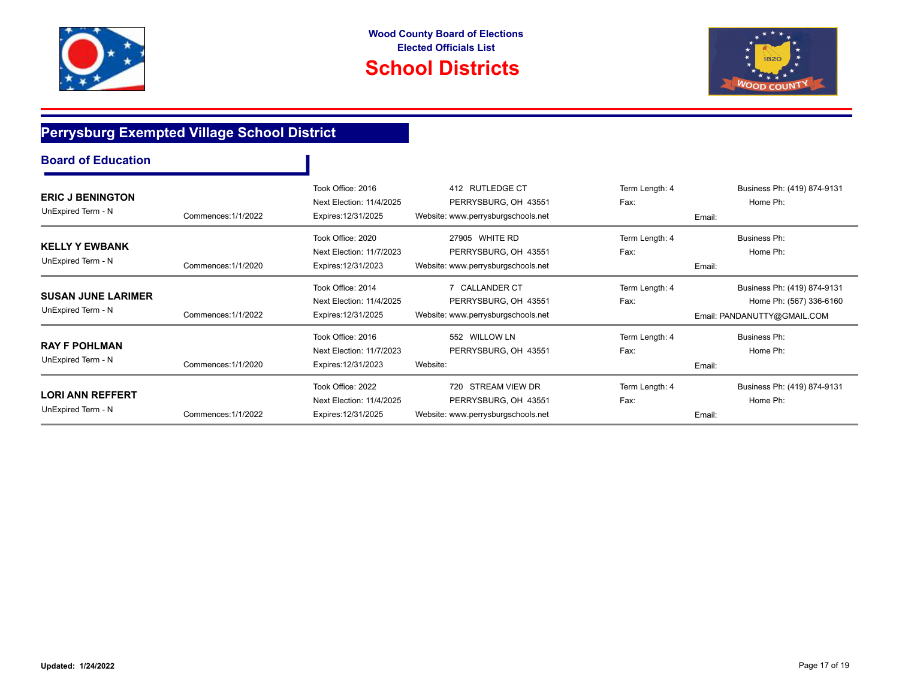Wood County Board of Elections
Elected Officials List

# School Districts

## Perrysburg Exempted Village School District

### Board of Education

| Name | Commences | Term Info | Address | Term Length / Fax | Phone / Email |
|---|---|---|---|---|---|
| **ERIC J BENINGTON**<br>UnExpired Term - N | Commences:1/1/2022 | Took Office: 2016<br>Next Election: 11/4/2025<br>Expires:12/31/2025 | 412 RUTLEDGE CT<br>PERRYSBURG, OH 43551<br>Website: www.perrysburgschools.net | Term Length: 4<br>Fax: | Business Ph: (419) 874-9131<br>Home Ph:<br>Email: |
| **KELLY Y EWBANK**<br>UnExpired Term - N | Commences:1/1/2020 | Took Office: 2020<br>Next Election: 11/7/2023<br>Expires:12/31/2023 | 27905 WHITE RD<br>PERRYSBURG, OH 43551<br>Website: www.perrysburgschools.net | Term Length: 4<br>Fax: | Business Ph:<br>Home Ph:<br>Email: |
| **SUSAN JUNE LARIMER**<br>UnExpired Term - N | Commences:1/1/2022 | Took Office: 2014<br>Next Election: 11/4/2025<br>Expires:12/31/2025 | 7 CALLANDER CT<br>PERRYSBURG, OH 43551<br>Website: www.perrysburgschools.net | Term Length: 4<br>Fax: | Business Ph: (419) 874-9131<br>Home Ph: (567) 336-6160<br>Email: PANDANUTTY@GMAIL.COM |
| **RAY F POHLMAN**<br>UnExpired Term - N | Commences:1/1/2020 | Took Office: 2016<br>Next Election: 11/7/2023<br>Expires:12/31/2023 | 552 WILLOW LN<br>PERRYSBURG, OH 43551<br>Website: | Term Length: 4<br>Fax: | Business Ph:<br>Home Ph:<br>Email: |
| **LORI ANN REFFERT**<br>UnExpired Term - N | Commences:1/1/2022 | Took Office: 2022<br>Next Election: 11/4/2025<br>Expires:12/31/2025 | 720 STREAM VIEW DR<br>PERRYSBURG, OH 43551<br>Website: www.perrysburgschools.net | Term Length: 4<br>Fax: | Business Ph: (419) 874-9131<br>Home Ph:<br>Email: |

**Updated: 1/24/2022**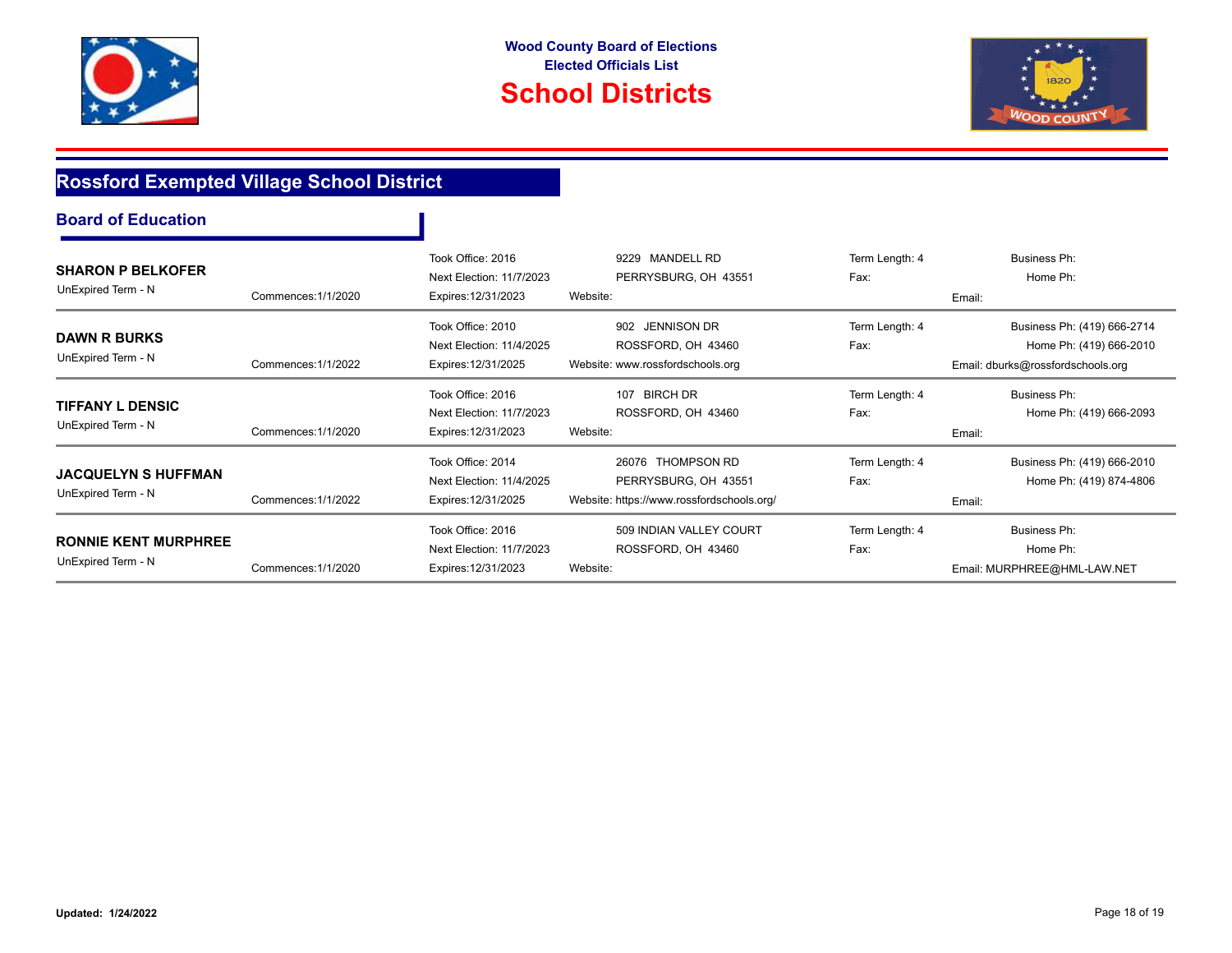# Rossford Exempted Village School District

## Board of Education

| Name | | Took Office / Next Election / Expires | Address / Website | Term Length / Fax | Phone / Email |
|---|---|---|---|---|---|
| **SHARON P BELKOFER**<br>UnExpired Term - N | Commences:1/1/2020 | Took Office: 2016<br>Next Election: 11/7/2023<br>Expires:12/31/2023 | 9229 MANDELL RD<br>PERRYSBURG, OH 43551<br>Website: | Term Length: 4<br>Fax: | Business Ph:<br>Home Ph:<br>Email: |
| **DAWN R BURKS**<br>UnExpired Term - N | Commences:1/1/2022 | Took Office: 2010<br>Next Election: 11/4/2025<br>Expires:12/31/2025 | 902 JENNISON DR<br>ROSSFORD, OH 43460<br>Website: www.rossfordschools.org | Term Length: 4<br>Fax: | Business Ph: (419) 666-2714<br>Home Ph: (419) 666-2010<br>Email: dburks@rossfordschools.org |
| **TIFFANY L DENSIC**<br>UnExpired Term - N | Commences:1/1/2020 | Took Office: 2016<br>Next Election: 11/7/2023<br>Expires:12/31/2023 | 107 BIRCH DR<br>ROSSFORD, OH 43460<br>Website: | Term Length: 4<br>Fax: | Business Ph:<br>Home Ph: (419) 666-2093<br>Email: |
| **JACQUELYN S HUFFMAN**<br>UnExpired Term - N | Commences:1/1/2022 | Took Office: 2014<br>Next Election: 11/4/2025<br>Expires:12/31/2025 | 26076 THOMPSON RD<br>PERRYSBURG, OH 43551<br>Website: https://www.rossfordschools.org/ | Term Length: 4<br>Fax: | Business Ph: (419) 666-2010<br>Home Ph: (419) 874-4806<br>Email: |
| **RONNIE KENT MURPHREE**<br>UnExpired Term - N | Commences:1/1/2020 | Took Office: 2016<br>Next Election: 11/7/2023<br>Expires:12/31/2023 | 509 INDIAN VALLEY COURT<br>ROSSFORD, OH 43460<br>Website: | Term Length: 4<br>Fax: | Business Ph:<br>Home Ph:<br>Email: MURPHREE@HML-LAW.NET |

**Updated: 1/24/2022**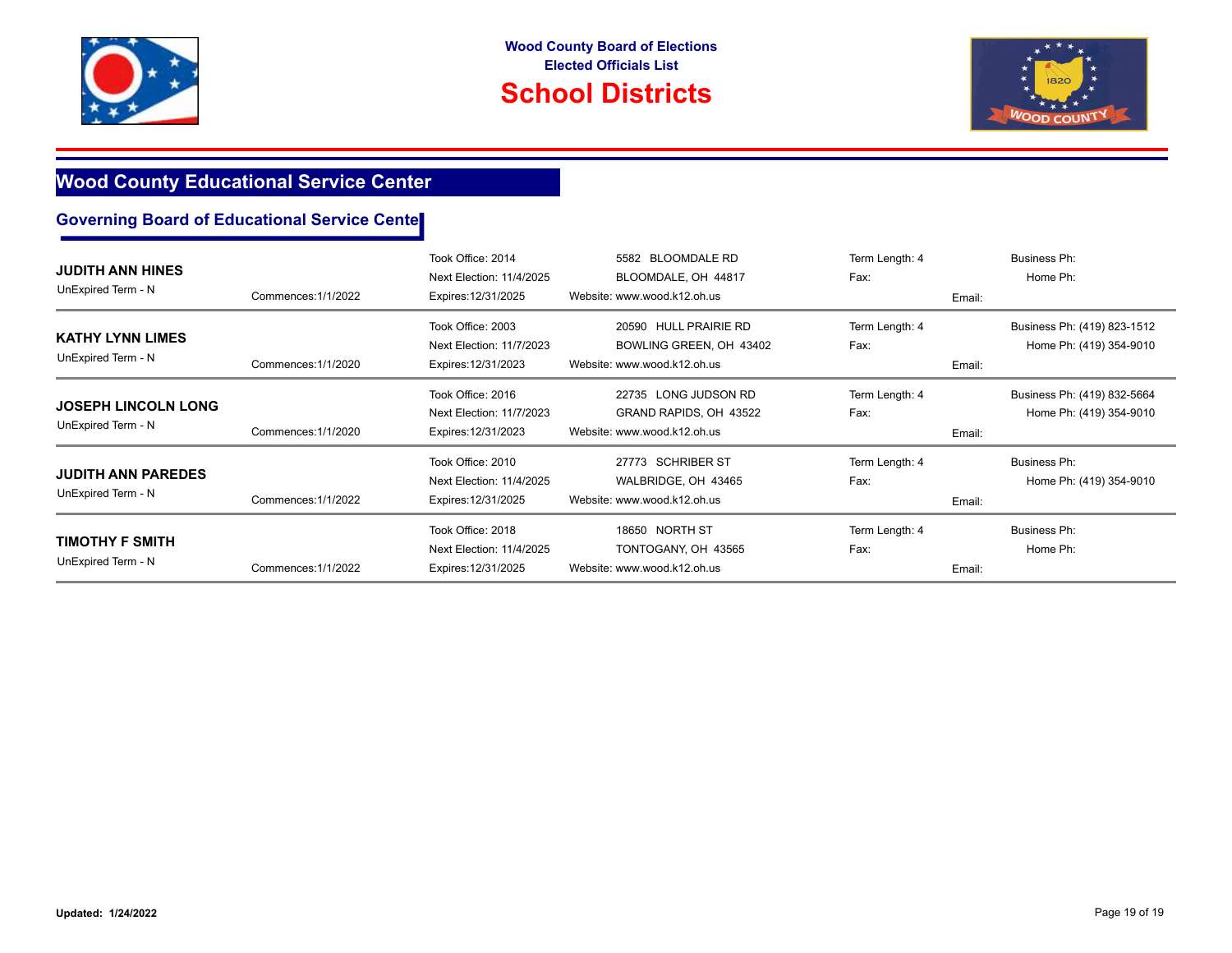**Wood County Board of Elections**
**Elected Officials List**

# School Districts

## Wood County Educational Service Center

### Governing Board of Educational Service Cente

| | | | | | | |
|---|---|---|---|---|---|---|
| **JUDITH ANN HINES**<br>UnExpired Term - N | Commences:1/1/2022 | Took Office: 2014<br>Next Election: 11/4/2025<br>Expires:12/31/2025 | 5582 BLOOMDALE RD<br>BLOOMDALE, OH 44817<br>Website: www.wood.k12.oh.us | Term Length: 4<br>Fax: | Email: | Business Ph:<br>Home Ph: |
| **KATHY LYNN LIMES**<br>UnExpired Term - N | Commences:1/1/2020 | Took Office: 2003<br>Next Election: 11/7/2023<br>Expires:12/31/2023 | 20590 HULL PRAIRIE RD<br>BOWLING GREEN, OH 43402<br>Website: www.wood.k12.oh.us | Term Length: 4<br>Fax: | Email: | Business Ph: (419) 823-1512<br>Home Ph: (419) 354-9010 |
| **JOSEPH LINCOLN LONG**<br>UnExpired Term - N | Commences:1/1/2020 | Took Office: 2016<br>Next Election: 11/7/2023<br>Expires:12/31/2023 | 22735 LONG JUDSON RD<br>GRAND RAPIDS, OH 43522<br>Website: www.wood.k12.oh.us | Term Length: 4<br>Fax: | Email: | Business Ph: (419) 832-5664<br>Home Ph: (419) 354-9010 |
| **JUDITH ANN PAREDES**<br>UnExpired Term - N | Commences:1/1/2022 | Took Office: 2010<br>Next Election: 11/4/2025<br>Expires:12/31/2025 | 27773 SCHRIBER ST<br>WALBRIDGE, OH 43465<br>Website: www.wood.k12.oh.us | Term Length: 4<br>Fax: | Email: | Business Ph:<br>Home Ph: (419) 354-9010 |
| **TIMOTHY F SMITH**<br>UnExpired Term - N | Commences:1/1/2022 | Took Office: 2018<br>Next Election: 11/4/2025<br>Expires:12/31/2025 | 18650 NORTH ST<br>TONTOGANY, OH 43565<br>Website: www.wood.k12.oh.us | Term Length: 4<br>Fax: | Email: | Business Ph:<br>Home Ph: |

**Updated: 1/24/2022**